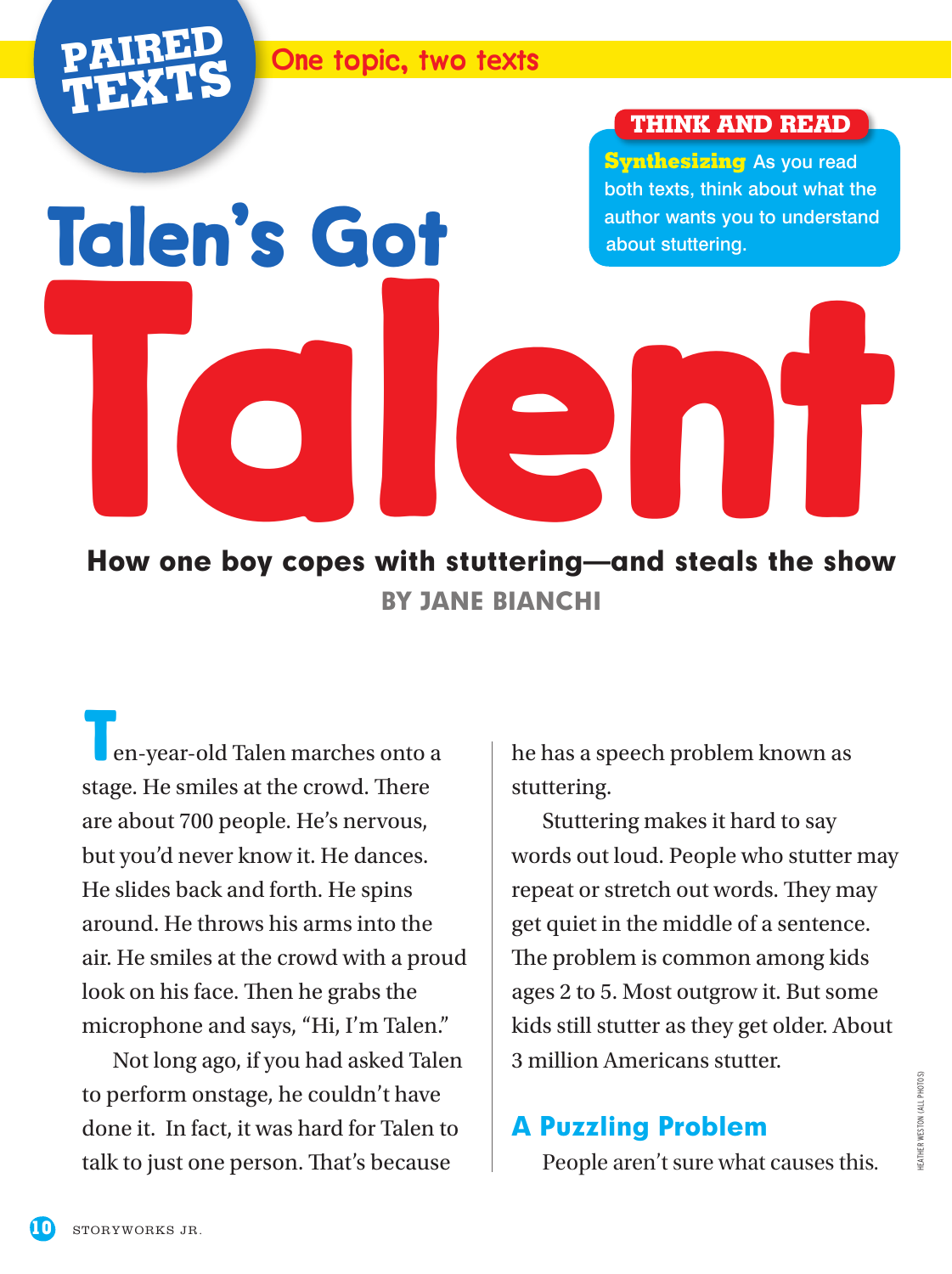**PAIRED TEXTS**

One topic, two texts

**THINK AND READ**

**Synthesizing** As you read both texts, think about what the author wants you to understand about stuttering.

# Talen's Got Talent

**How one boy copes with stuttering—and steals the show**

**BY JANE BIANCHI**

Ten-year-old Talen marches onto a stage. He smiles at the crowd. There are about 700 people. He's nervous, but you'd never know it. He dances. He slides back and forth. He spins around. He throws his arms into the air. He smiles at the crowd with a proud look on his face. Then he grabs the microphone and says, "Hi, I'm Talen."

Not long ago, if you had asked Talen to perform onstage, he couldn't have done it. In fact, it was hard for Talen to talk to just one person. That's because he has a speech problem known as stuttering.

Stuttering makes it hard to say words out loud. People who stutter may repeat or stretch out words. They may get quiet in the middle of a sentence. The problem is common among kids ages 2 to 5. Most outgrow it. But some kids still stutter as they get older. About 3 million Americans stutter.

## A Puzzling Problem

People aren't sure what causes this.

HEATHER WESTON (ALL PHOTOS)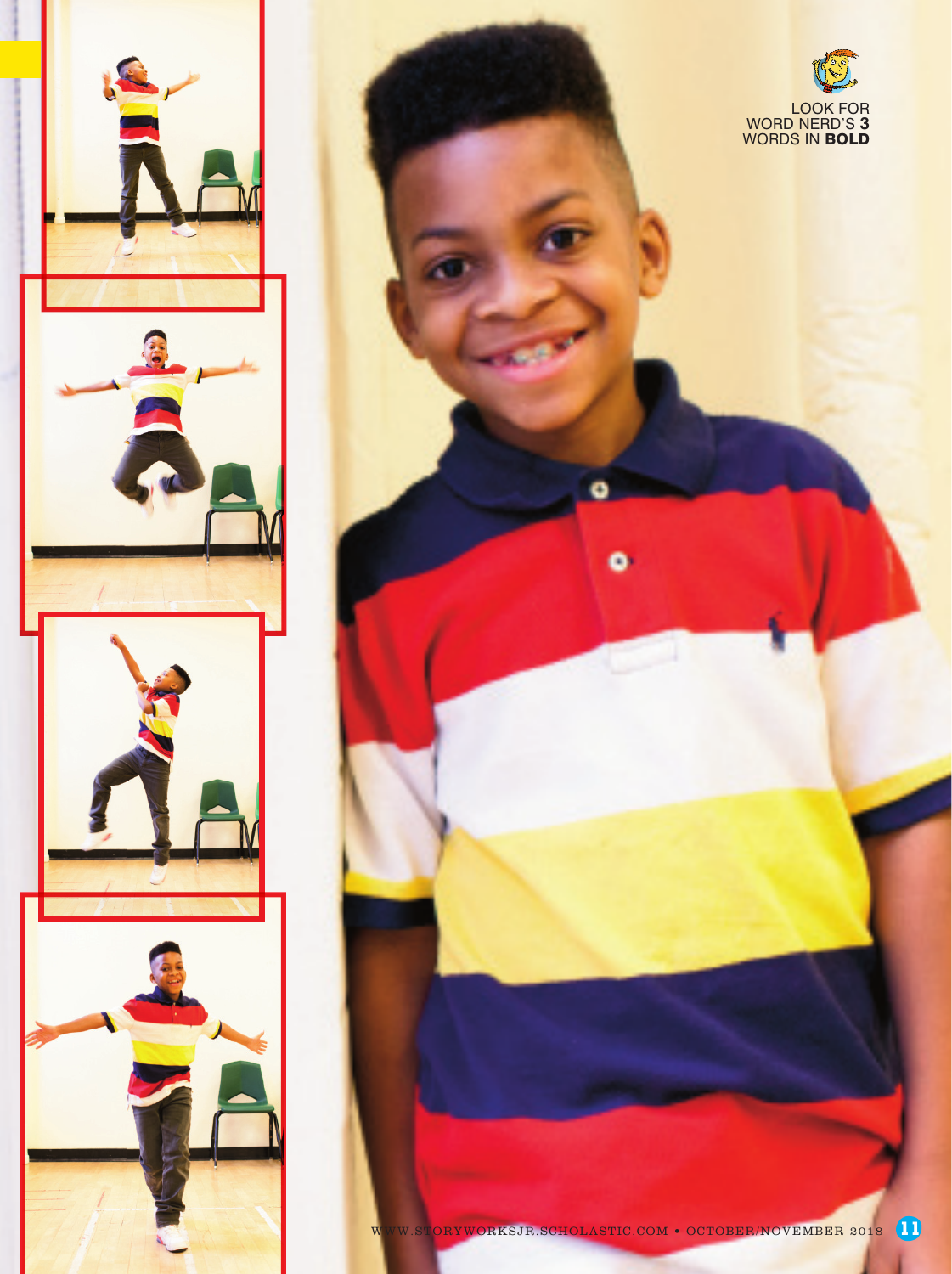LOOK FOR WORD NERD'S **3** WORDS IN **BOLD**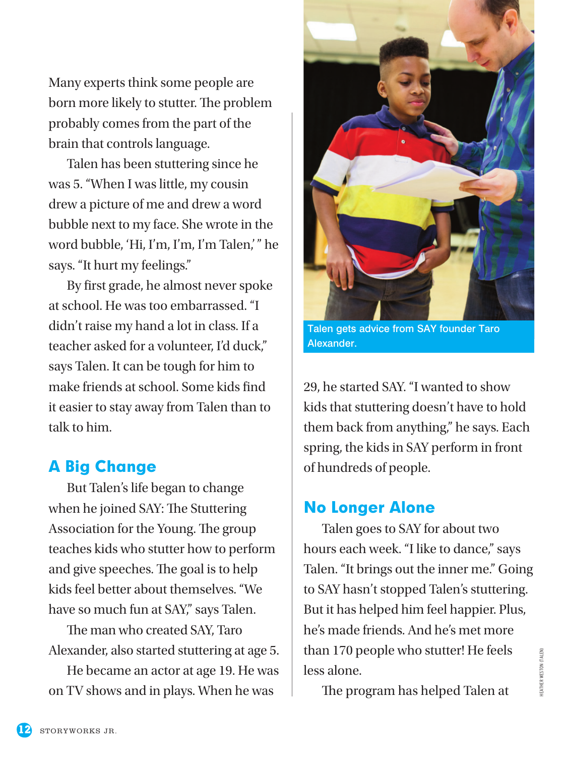Many experts think some people are born more likely to stutter. The problem probably comes from the part of the brain that controls language.

Talen has been stuttering since he was 5. "When I was little, my cousin drew a picture of me and drew a word bubble next to my face. She wrote in the word bubble, 'Hi, I'm, I'm, I'm Talen,' " he says. "It hurt my feelings."

By first grade, he almost never spoke at school. He was too embarrassed. "I didn't raise my hand a lot in class. If a teacher asked for a volunteer, I'd duck," says Talen. It can be tough for him to make friends at school. Some kids find it easier to stay away from Talen than to talk to him.

## A Big Change

But Talen's life began to change when he joined SAY: The Stuttering Association for the Young. The group teaches kids who stutter how to perform and give speeches. The goal is to help kids feel better about themselves. "We have so much fun at SAY," says Talen.

The man who created SAY, Taro Alexander, also started stuttering at age 5.

He became an actor at age 19. He was on TV shows and in plays. When he was 29, he started SAY. "I wanted to show kids that stuttering doesn't have to hold them back from anything," he says. Each spring, the kids in SAY perform in front of hundreds of people.

Talen gets advice from SAY founder Taro Alexander.

## No Longer Alone

Talen goes to SAY for about two hours each week. "I like to dance," says Talen. "It brings out the inner me." Going to SAY hasn't stopped Talen's stuttering. But it has helped him feel happier. Plus, he's made friends. And he's met more than 170 people who stutter! He feels less alone.

The program has helped Talen at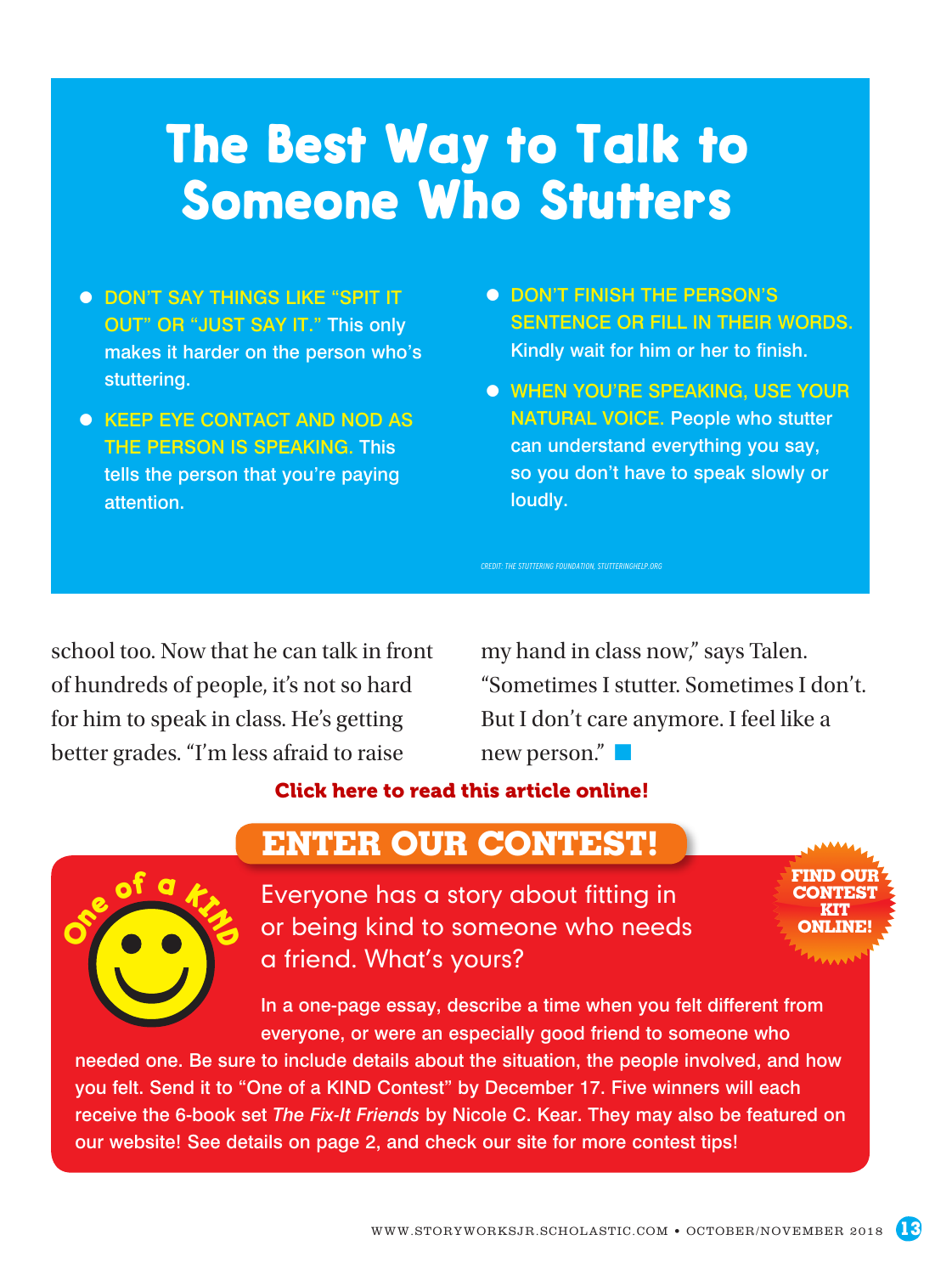# The Best Way to Talk to Someone Who Stutters

- **DON'T SAY THINGS LIKE "SPIT IT OUT" OR "JUST SAY IT."** This only makes it harder on the person who's stuttering.
- **KEEP EYE CONTACT AND NOD AS THE PERSON IS SPEAKING.** This tells the person that you're paying attention.
- **DON'T FINISH THE PERSON'S SENTENCE OR FILL IN THEIR WORDS.** Kindly wait for him or her to finish.
- **WHEN YOU'RE SPEAKING, USE YOUR NATURAL VOICE.** People who stutter can understand everything you say, so you don't have to speak slowly or loudly.

CREDIT: THE STUTTERING FOUNDATION, STUTTERINGHELP.ORG

school too. Now that he can talk in front of hundreds of people, it's not so hard for him to speak in class. He's getting better grades. "I'm less afraid to raise my hand in class now," says Talen. "Sometimes I stutter. Sometimes I don't. But I don't care anymore. I feel like a new person."

**Click here to read this article online!**

## ENTER OUR CONTEST!

One of a KIND

FIND OUR CONTEST KIT ONLINE!

Everyone has a story about fitting in or being kind to someone who needs a friend. What's yours?

In a one-page essay, describe a time when you felt different from everyone, or were an especially good friend to someone who needed one. Be sure to include details about the situation, the people involved, and how you felt. Send it to "One of a KIND Contest" by December 17. Five winners will each receive the 6-book set *The Fix-It Friends* by Nicole C. Kear. They may also be featured on our website! See details on page 2, and check our site for more contest tips!